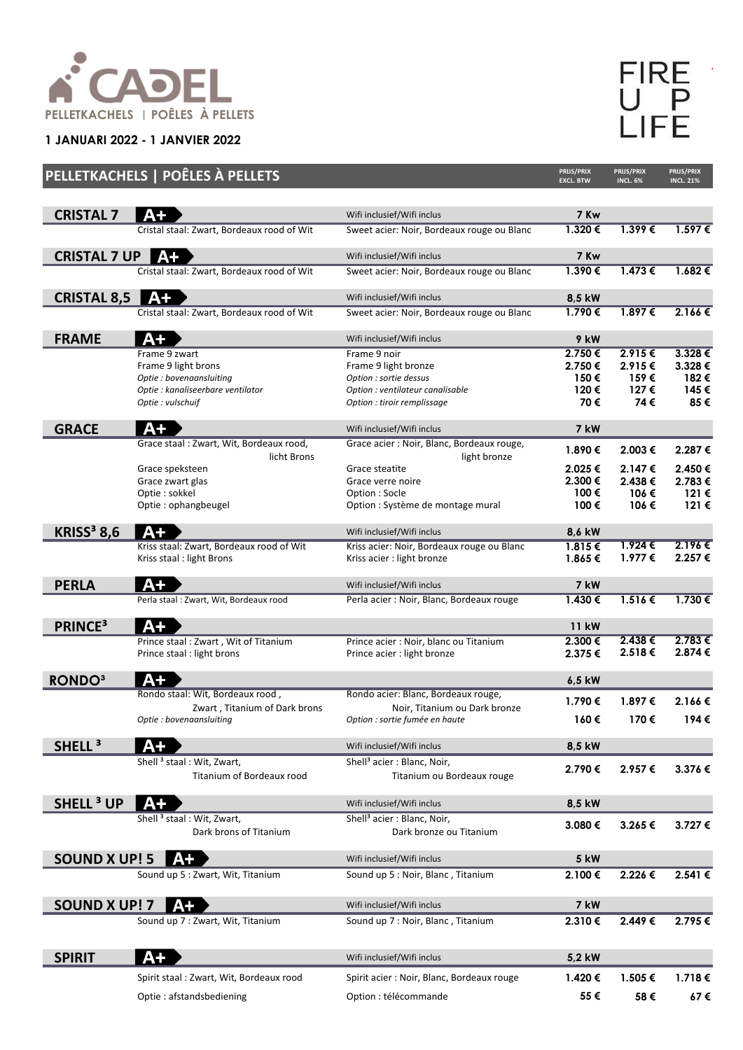# CADEL

PELLETKACHELS | POÊLES À PELLETS

**1 JANUARI 2022 - 1 JANVIER 2022**

FIRE UP LIFE

## PELLETKACHELS | POÊLES À PELLETS

| Model | Nederlands | Français | PRIJS/PRIX EXCL. BTW | PRIJS/PRIX INCL. 6% | PRIJS/PRIX INCL. 21% |
|---|---|---|---|---|---|
| **CRISTAL 7** A+ | | Wifi inclusief/Wifi inclus | **7 Kw** | | |
| | Cristal staal: Zwart, Bordeaux rood of Wit | Sweet acier: Noir, Bordeaux rouge ou Blanc | **1.320 €** | **1.399 €** | **1.597 €** |
| **CRISTAL 7 UP** A+ | | Wifi inclusief/Wifi inclus | **7 Kw** | | |
| | Cristal staal: Zwart, Bordeaux rood of Wit | Sweet acier: Noir, Bordeaux rouge ou Blanc | **1.390 €** | **1.473 €** | **1.682 €** |
| **CRISTAL 8,5** A+ | | Wifi inclusief/Wifi inclus | **8,5 kW** | | |
| | Cristal staal: Zwart, Bordeaux rood of Wit | Sweet acier: Noir, Bordeaux rouge ou Blanc | **1.790 €** | **1.897 €** | **2.166 €** |
| **FRAME** A+ | | Wifi inclusief/Wifi inclus | **9 kW** | | |
| | Frame 9 zwart | Frame 9 noir | **2.750 €** | **2.915 €** | **3.328 €** |
| | Frame 9 light brons | Frame 9 light bronze | **2.750 €** | **2.915 €** | **3.328 €** |
| | *Optie : bovenaansluiting* | *Option : sortie dessus* | **150 €** | **159 €** | **182 €** |
| | *Optie : kanaliseerbare ventilator* | *Option : ventilateur canalisable* | **120 €** | **127 €** | **145 €** |
| | *Optie : vulschuif* | *Option : tiroir remplissage* | **70 €** | **74 €** | **85 €** |
| **GRACE** A+ | | Wifi inclusief/Wifi inclus | **7 kW** | | |
| | Grace staal : Zwart, Wit, Bordeaux rood, licht Brons | Grace acier : Noir, Blanc, Bordeaux rouge, light bronze | **1.890 €** | **2.003 €** | **2.287 €** |
| | Grace spekssteen | Grace steatite | **2.025 €** | **2.147 €** | **2.450 €** |
| | Grace zwart glas | Grace verre noire | **2.300 €** | **2.438 €** | **2.783 €** |
| | Optie : sokkel | Option : Socle | **100 €** | **106 €** | **121 €** |
| | Optie : ophangbeugel | Option : Système de montage mural | **100 €** | **106 €** | **121 €** |
| **KRISS³ 8,6** A+ | | Wifi inclusief/Wifi inclus | **8,6 kW** | | |
| | Kriss staal: Zwart, Bordeaux rood of Wit | Kriss acier: Noir, Bordeaux rouge ou Blanc | **1.815 €** | **1.924 €** | **2.196 €** |
| | Kriss staal : light Brons | Kriss acier : light bronze | **1.865 €** | **1.977 €** | **2.257 €** |
| **PERLA** A+ | | Wifi inclusief/Wifi inclus | **7 kW** | | |
| | Perla staal : Zwart, Wit, Bordeaux rood | Perla acier : Noir, Blanc, Bordeaux rouge | **1.430 €** | **1.516 €** | **1.730 €** |
| **PRINCE³** A+ | | | **11 kW** | | |
| | Prince staal : Zwart , Wit of Titanium | Prince acier : Noir, blanc ou Titanium | **2.300 €** | **2.438 €** | **2.783 €** |
| | Prince staal : light brons | Prince acier : light bronze | **2.375 €** | **2.518 €** | **2.874 €** |
| **RONDO³** A+ | | | **6,5 kW** | | |
| | Rondo staal: Wit, Bordeaux rood , Zwart , Titanium of Dark brons | Rondo acier: Blanc, Bordeaux rouge, Noir, Titanium ou Dark bronze | **1.790 €** | **1.897 €** | **2.166 €** |
| | *Optie : bovenaansluiting* | *Option : sortie fumée en haute* | **160 €** | **170 €** | **194 €** |
| **SHELL ³** A+ | | Wifi inclusief/Wifi inclus | **8,5 kW** | | |
| | Shell ³ staal : Wit, Zwart, Titanium of Bordeaux rood | Shell³ acier : Blanc, Noir, Titanium ou Bordeaux rouge | **2.790 €** | **2.957 €** | **3.376 €** |
| **SHELL ³ UP** A+ | | Wifi inclusief/Wifi inclus | **8,5 kW** | | |
| | Shell ³ staal : Wit, Zwart, Dark brons of Titanium | Shell³ acier : Blanc, Noir, Dark bronze ou Titanium | **3.080 €** | **3.265 €** | **3.727 €** |
| **SOUND X UP! 5** A+ | | Wifi inclusief/Wifi inclus | **5 kW** | | |
| | Sound up 5 : Zwart, Wit, Titanium | Sound up 5 : Noir, Blanc , Titanium | **2.100 €** | **2.226 €** | **2.541 €** |
| **SOUND X UP! 7** A+ | | Wifi inclusief/Wifi inclus | **7 kW** | | |
| | Sound up 7 : Zwart, Wit, Titanium | Sound up 7 : Noir, Blanc , Titanium | **2.310 €** | **2.449 €** | **2.795 €** |
| **SPIRIT** A+ | | Wifi inclusief/Wifi inclus | **5,2 kW** | | |
| | Spirit staal : Zwart, Wit, Bordeaux rood | Spirit acier : Noir, Blanc, Bordeaux rouge | **1.420 €** | **1.505 €** | **1.718 €** |
| | Optie : afstandsbediening | Option : télécommande | **55 €** | **58 €** | **67 €** |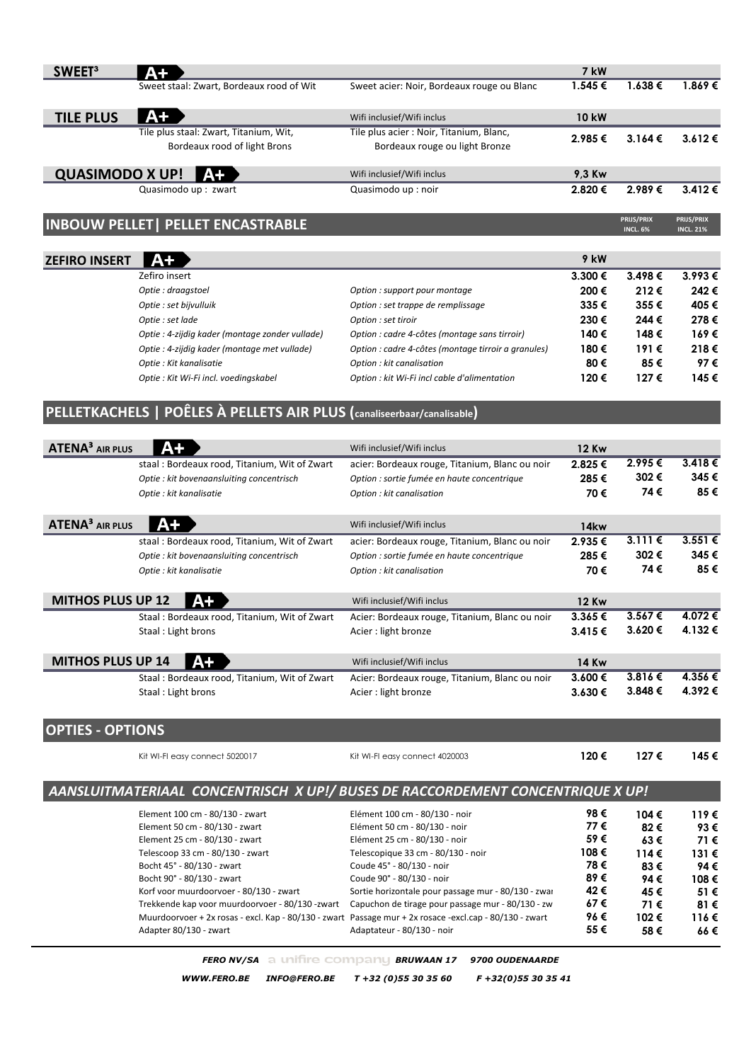| | | | | | |
|---|---|---|---|---|---|
| **SWEET³** | A+ | | **7 kW** | | |
| | Sweet staal: Zwart, Bordeaux rood of Wit | Sweet acier: Noir, Bordeaux rouge ou Blanc | **1.545 €** | **1.638 €** | **1.869 €** |
| **TILE PLUS** | A+ | Wifi inclusief/Wifi inclus | **10 kW** | | |
| | Tile plus staal: Zwart, Titanium, Wit, Bordeaux rood of light Brons | Tile plus acier : Noir, Titanium, Blanc, Bordeaux rouge ou light Bronze | **2.985 €** | **3.164 €** | **3.612 €** |
| **QUASIMODO X UP!** | A+ | Wifi inclusief/Wifi inclus | **9,3 Kw** | | |
| | Quasimodo up : zwart | Quasimodo up : noir | **2.820 €** | **2.989 €** | **3.412 €** |

## INBOUW PELLET| PELLET ENCASTRABLE

| | | | | PRIJS/PRIX INCL. 6% | PRIJS/PRIX INCL. 21% |
|---|---|---|---|---|---|
| **ZEFIRO INSERT** | A+ | | **9 kW** | | |
| | Zefiro insert | | **3.300 €** | **3.498 €** | **3.993 €** |
| | *Optie : draagstoel* | *Option : support pour montage* | **200 €** | **212 €** | **242 €** |
| | *Optie : set bijvulluik* | *Option : set trappe de remplissage* | **335 €** | **355 €** | **405 €** |
| | *Optie : set lade* | *Option : set tiroir* | **230 €** | **244 €** | **278 €** |
| | *Optie : 4-zijdig kader (montage zonder vullade)* | *Option : cadre 4-côtes (montage sans tirroir)* | **140 €** | **148 €** | **169 €** |
| | *Optie : 4-zijdig kader (montage met vullade)* | *Option : cadre 4-côtes (montage tirroir a granules)* | **180 €** | **191 €** | **218 €** |
| | *Optie : Kit kanalisatie* | *Option : kit canalisation* | **80 €** | **85 €** | **97 €** |
| | *Optie : Kit Wi-Fi incl. voedingskabel* | *Option : kit Wi-Fi incl cable d'alimentation* | **120 €** | **127 €** | **145 €** |

## PELLETKACHELS | POÊLES À PELLETS AIR PLUS (canaliseerbaar/canalisable)

| | | | | | |
|---|---|---|---|---|---|
| **ATENA³ AIR PLUS** | A+ | Wifi inclusief/Wifi inclus | **12 Kw** | | |
| | staal : Bordeaux rood, Titanium, Wit of Zwart | acier: Bordeaux rouge, Titanium, Blanc ou noir | **2.825 €** | **2.995 €** | **3.418 €** |
| | *Optie : kit bovenaansluiting concentrisch* | *Option : sortie fumée en haute concentrique* | **285 €** | **302 €** | **345 €** |
| | *Optie : kit kanalisatie* | *Option : kit canalisation* | **70 €** | **74 €** | **85 €** |
| **ATENA³ AIR PLUS** | A+ | Wifi inclusief/Wifi inclus | **14kw** | | |
| | staal : Bordeaux rood, Titanium, Wit of Zwart | acier: Bordeaux rouge, Titanium, Blanc ou noir | **2.935 €** | **3.111 €** | **3.551 €** |
| | *Optie : kit bovenaansluiting concentrisch* | *Option : sortie fumée en haute concentrique* | **285 €** | **302 €** | **345 €** |
| | *Optie : kit kanalisatie* | *Option : kit canalisation* | **70 €** | **74 €** | **85 €** |
| **MITHOS PLUS UP 12** | A+ | Wifi inclusief/Wifi inclus | **12 Kw** | | |
| | Staal : Bordeaux rood, Titanium, Wit of Zwart | Acier: Bordeaux rouge, Titanium, Blanc ou noir | **3.365 €** | **3.567 €** | **4.072 €** |
| | Staal : Light brons | Acier : light bronze | **3.415 €** | **3.620 €** | **4.132 €** |
| **MITHOS PLUS UP 14** | A+ | Wifi inclusief/Wifi inclus | **14 Kw** | | |
| | Staal : Bordeaux rood, Titanium, Wit of Zwart | Acier: Bordeaux rouge, Titanium, Blanc ou noir | **3.600 €** | **3.816 €** | **4.356 €** |
| | Staal : Light brons | Acier : light bronze | **3.630 €** | **3.848 €** | **4.392 €** |

## OPTIES - OPTIONS

| | | | | |
|---|---|---|---|---|
| Kit WI-FI easy connect 5020017 | Kit WI-FI easy connect 4020003 | **120 €** | **127 €** | **145 €** |

## *AANSLUITMATERIAAL CONCENTRISCH X UP!/ BUSES DE RACCORDEMENT CONCENTRIQUE X UP!*

| | | | | |
|---|---|---|---|---|
| Element 100 cm - 80/130 - zwart | Elément 100 cm - 80/130 - noir | **98 €** | **104 €** | **119 €** |
| Element 50 cm - 80/130 - zwart | Elément 50 cm - 80/130 - noir | **77 €** | **82 €** | **93 €** |
| Element 25 cm - 80/130 - zwart | Elément 25 cm - 80/130 - noir | **59 €** | **63 €** | **71 €** |
| Telescoop 33 cm - 80/130 - zwart | Telescopique 33 cm - 80/130 - noir | **108 €** | **114 €** | **131 €** |
| Bocht 45° - 80/130 - zwart | Coude 45° - 80/130 - noir | **78 €** | **83 €** | **94 €** |
| Bocht 90° - 80/130 - zwart | Coude 90° - 80/130 - noir | **89 €** | **94 €** | **108 €** |
| Korf voor muurdoorvoer - 80/130 - zwart | Sortie horizontale pour passage mur - 80/130 - zwar | **42 €** | **45 €** | **51 €** |
| Trekkende kap voor muurdoorvoer - 80/130 -zwart | Capuchon de tirage pour passage mur - 80/130 - zw | **67 €** | **71 €** | **81 €** |
| Muurdoorvoer + 2x rosas - excl. Kap - 80/130 - zwart | Passage mur + 2x rosace -excl.cap - 80/130 - zwart | **96 €** | **102 €** | **116 €** |
| Adapter 80/130 - zwart | Adaptateur - 80/130 - noir | **55 €** | **58 €** | **66 €** |

***FERO NV/SA*** a unifire company ***BRUWAAN 17 9700 OUDENAARDE***

***WWW.FERO.BE INFO@FERO.BE T +32 (0)55 30 35 60 F +32(0)55 30 35 41***